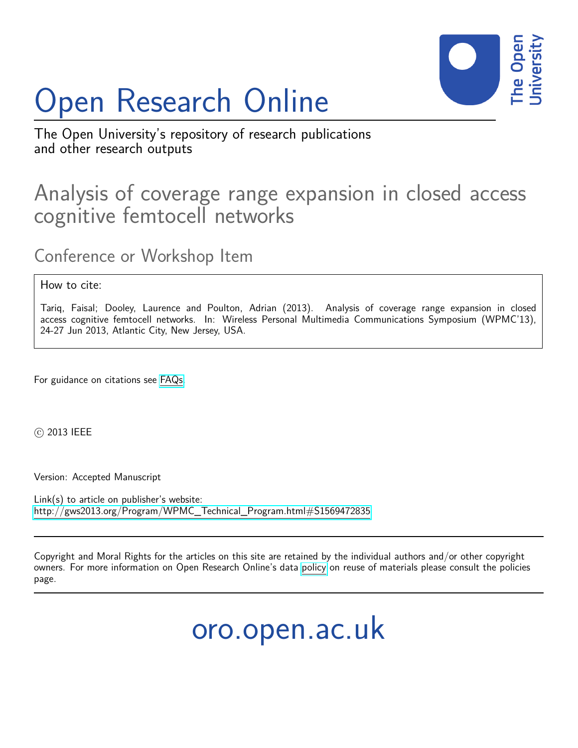# Open Research Online

The Open University's repository of research publications and other research outputs

## Analysis of coverage range expansion in closed access cognitive femtocell networks

### Conference or Workshop Item

How to cite:

Tariq, Faisal; Dooley, Laurence and Poulton, Adrian (2013). Analysis of coverage range expansion in closed access cognitive femtocell networks. In: Wireless Personal Multimedia Communications Symposium (WPMC'13), 24-27 Jun 2013, Atlantic City, New Jersey, USA.

For guidance on citations see FAQs.

© 2013 IEEE

Version: Accepted Manuscript

Link(s) to article on publisher's website:
http://gws2013.org/Program/WPMC_Technical_Program.html#S1569472835

Copyright and Moral Rights for the articles on this site are retained by the individual authors and/or other copyright owners. For more information on Open Research Online's data policy on reuse of materials please consult the policies page.

oro.open.ac.uk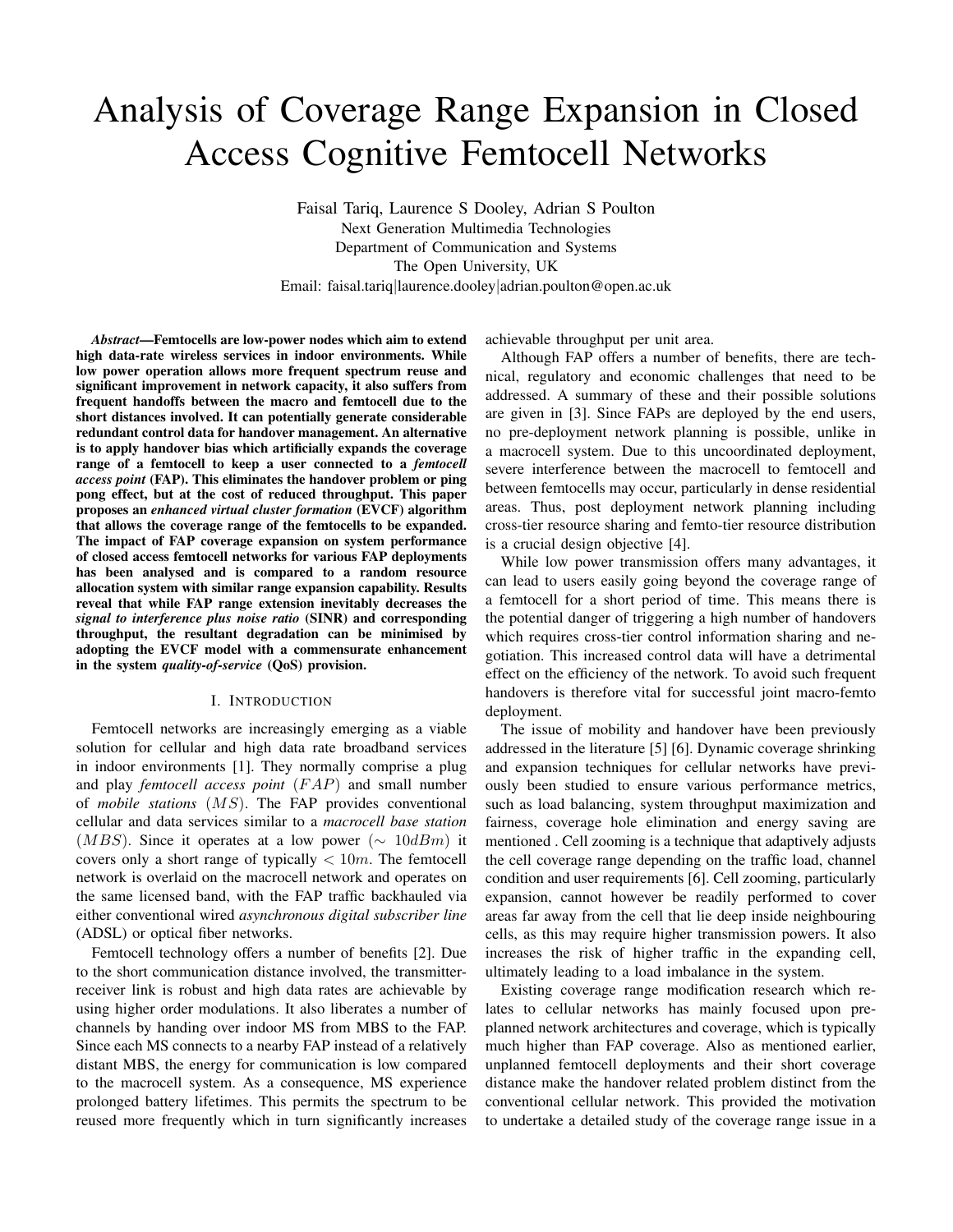# Analysis of Coverage Range Expansion in Closed Access Cognitive Femtocell Networks

Faisal Tariq, Laurence S Dooley, Adrian S Poulton
Next Generation Multimedia Technologies
Department of Communication and Systems
The Open University, UK
Email: faisal.tariq|laurence.dooley|adrian.poulton@open.ac.uk

***Abstract*—Femtocells are low-power nodes which aim to extend high data-rate wireless services in indoor environments. While low power operation allows more frequent spectrum reuse and significant improvement in network capacity, it also suffers from frequent handoffs between the macro and femtocell due to the short distances involved. It can potentially generate considerable redundant control data for handover management. An alternative is to apply handover bias which artificially expands the coverage range of a femtocell to keep a user connected to a *femtocell access point* (FAP). This eliminates the handover problem or ping pong effect, but at the cost of reduced throughput. This paper proposes an *enhanced virtual cluster formation* (EVCF) algorithm that allows the coverage range of the femtocells to be expanded. The impact of FAP coverage expansion on system performance of closed access femtocell networks for various FAP deployments has been analysed and is compared to a random resource allocation system with similar range expansion capability. Results reveal that while FAP range extension inevitably decreases the *signal to interference plus noise ratio* (SINR) and corresponding throughput, the resultant degradation can be minimised by adopting the EVCF model with a commensurate enhancement in the system *quality-of-service* (QoS) provision.**

## I. Introduction

Femtocell networks are increasingly emerging as a viable solution for cellular and high data rate broadband services in indoor environments [1]. They normally comprise a plug and play *femtocell access point* $(FAP)$ and small number of *mobile stations* $(MS)$. The FAP provides conventional cellular and data services similar to a *macrocell base station* $(MBS)$. Since it operates at a low power $(\sim 10dBm)$ it covers only a short range of typically $< 10m$. The femtocell network is overlaid on the macrocell network and operates on the same licensed band, with the FAP traffic backhauled via either conventional wired *asynchronous digital subscriber line* (ADSL) or optical fiber networks.

Femtocell technology offers a number of benefits [2]. Due to the short communication distance involved, the transmitter-receiver link is robust and high data rates are achievable by using higher order modulations. It also liberates a number of channels by handing over indoor MS from MBS to the FAP. Since each MS connects to a nearby FAP instead of a relatively distant MBS, the energy for communication is low compared to the macrocell system. As a consequence, MS experience prolonged battery lifetimes. This permits the spectrum to be reused more frequently which in turn significantly increases achievable throughput per unit area.

Although FAP offers a number of benefits, there are technical, regulatory and economic challenges that need to be addressed. A summary of these and their possible solutions are given in [3]. Since FAPs are deployed by the end users, no pre-deployment network planning is possible, unlike in a macrocell system. Due to this uncoordinated deployment, severe interference between the macrocell to femtocell and between femtocells may occur, particularly in dense residential areas. Thus, post deployment network planning including cross-tier resource sharing and femto-tier resource distribution is a crucial design objective [4].

While low power transmission offers many advantages, it can lead to users easily going beyond the coverage range of a femtocell for a short period of time. This means there is the potential danger of triggering a high number of handovers which requires cross-tier control information sharing and negotiation. This increased control data will have a detrimental effect on the efficiency of the network. To avoid such frequent handovers is therefore vital for successful joint macro-femto deployment.

The issue of mobility and handover have been previously addressed in the literature [5] [6]. Dynamic coverage shrinking and expansion techniques for cellular networks have previously been studied to ensure various performance metrics, such as load balancing, system throughput maximization and fairness, coverage hole elimination and energy saving are mentioned . Cell zooming is a technique that adaptively adjusts the cell coverage range depending on the traffic load, channel condition and user requirements [6]. Cell zooming, particularly expansion, cannot however be readily performed to cover areas far away from the cell that lie deep inside neighbouring cells, as this may require higher transmission powers. It also increases the risk of higher traffic in the expanding cell, ultimately leading to a load imbalance in the system.

Existing coverage range modification research which relates to cellular networks has mainly focused upon pre-planned network architectures and coverage, which is typically much higher than FAP coverage. Also as mentioned earlier, unplanned femtocell deployments and their short coverage distance make the handover related problem distinct from the conventional cellular network. This provided the motivation to undertake a detailed study of the coverage range issue in a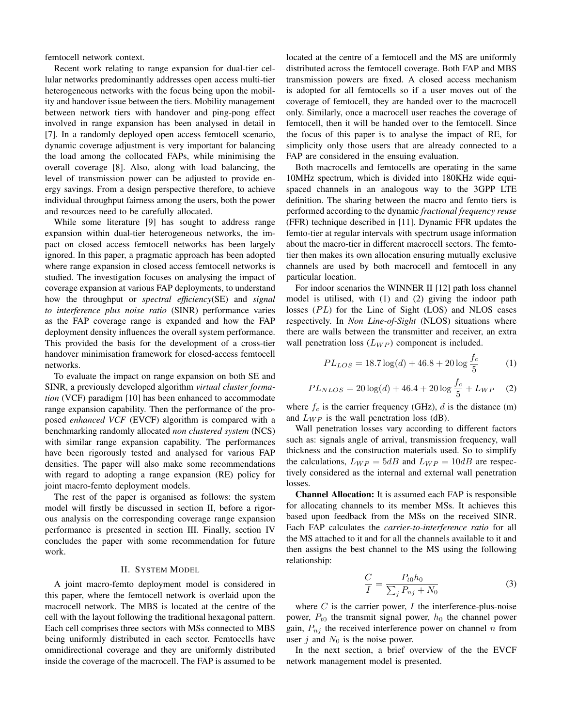femtocell network context.

Recent work relating to range expansion for dual-tier cellular networks predominantly addresses open access multi-tier heterogeneous networks with the focus being upon the mobility and handover issue between the tiers. Mobility management between network tiers with handover and ping-pong effect involved in range expansion has been analysed in detail in [7]. In a randomly deployed open access femtocell scenario, dynamic coverage adjustment is very important for balancing the load among the collocated FAPs, while minimising the overall coverage [8]. Also, along with load balancing, the level of transmission power can be adjusted to provide energy savings. From a design perspective therefore, to achieve individual throughput fairness among the users, both the power and resources need to be carefully allocated.

While some literature [9] has sought to address range expansion within dual-tier heterogeneous networks, the impact on closed access femtocell networks has been largely ignored. In this paper, a pragmatic approach has been adopted where range expansion in closed access femtocell networks is studied. The investigation focuses on analysing the impact of coverage expansion at various FAP deployments, to understand how the throughput or *spectral efficiency*(SE) and *signal to interference plus noise ratio* (SINR) performance varies as the FAP coverage range is expanded and how the FAP deployment density influences the overall system performance. This provided the basis for the development of a cross-tier handover minimisation framework for closed-access femtocell networks.

To evaluate the impact on range expansion on both SE and SINR, a previously developed algorithm *virtual cluster formation* (VCF) paradigm [10] has been enhanced to accommodate range expansion capability. Then the performance of the proposed *enhanced VCF* (EVCF) algorithm is compared with a benchmarking randomly allocated *non clustered system* (NCS) with similar range expansion capability. The performances have been rigorously tested and analysed for various FAP densities. The paper will also make some recommendations with regard to adopting a range expansion (RE) policy for joint macro-femto deployment models.

The rest of the paper is organised as follows: the system model will firstly be discussed in section II, before a rigorous analysis on the corresponding coverage range expansion performance is presented in section III. Finally, section IV concludes the paper with some recommendation for future work.

## II. System Model

A joint macro-femto deployment model is considered in this paper, where the femtocell network is overlaid upon the macrocell network. The MBS is located at the centre of the cell with the layout following the traditional hexagonal pattern. Each cell comprises three sectors with MSs connected to MBS being uniformly distributed in each sector. Femtocells have omnidirectional coverage and they are uniformly distributed inside the coverage of the macrocell. The FAP is assumed to be located at the centre of a femtocell and the MS are uniformly distributed across the femtocell coverage. Both FAP and MBS transmission powers are fixed. A closed access mechanism is adopted for all femtocells so if a user moves out of the coverage of femtocell, they are handed over to the macrocell only. Similarly, once a macrocell user reaches the coverage of femtocell, then it will be handed over to the femtocell. Since the focus of this paper is to analyse the impact of RE, for simplicity only those users that are already connected to a FAP are considered in the ensuing evaluation.

Both macrocells and femtocells are operating in the same 10MHz spectrum, which is divided into 180KHz wide equi-spaced channels in an analogous way to the 3GPP LTE definition. The sharing between the macro and femto tiers is performed according to the dynamic *fractional frequency reuse* (FFR) technique described in [11]. Dynamic FFR updates the femto-tier at regular intervals with spectrum usage information about the macro-tier in different macrocell sectors. The femto-tier then makes its own allocation ensuring mutually exclusive channels are used by both macrocell and femtocell in any particular location.

For indoor scenarios the WINNER II [12] path loss channel model is utilised, with (1) and (2) giving the indoor path losses ($PL$) for the Line of Sight (LOS) and NLOS cases respectively. In *Non Line-of-Sight* (NLOS) situations where there are walls between the transmitter and receiver, an extra wall penetration loss ($L_{WP}$) component is included.

$$PL_{LOS} = 18.7\log(d) + 46.8 + 20\log\frac{f_c}{5} \tag{1}$$

$$PL_{NLOS} = 20\log(d) + 46.4 + 20\log\frac{f_c}{5} + L_{WP} \tag{2}$$

where $f_c$ is the carrier frequency (GHz), $d$ is the distance (m) and $L_{WP}$ is the wall penetration loss (dB).

Wall penetration losses vary according to different factors such as: signals angle of arrival, transmission frequency, wall thickness and the construction materials used. So to simplify the calculations, $L_{WP} = 5dB$ and $L_{WP} = 10dB$ are respectively considered as the internal and external wall penetration losses.

**Channel Allocation:** It is assumed each FAP is responsible for allocating channels to its member MSs. It achieves this based upon feedback from the MSs on the received SINR. Each FAP calculates the *carrier-to-interference ratio* for all the MS attached to it and for all the channels available to it and then assigns the best channel to the MS using the following relationship:

$$\frac{C}{I} = \frac{P_{t0}h_0}{\sum_j P_{nj} + N_0} \tag{3}$$

where $C$ is the carrier power, $I$ the interference-plus-noise power, $P_{t0}$ the transmit signal power, $h_0$ the channel power gain, $P_{nj}$ the received interference power on channel $n$ from user $j$ and $N_0$ is the noise power.

In the next section, a brief overview of the the EVCF network management model is presented.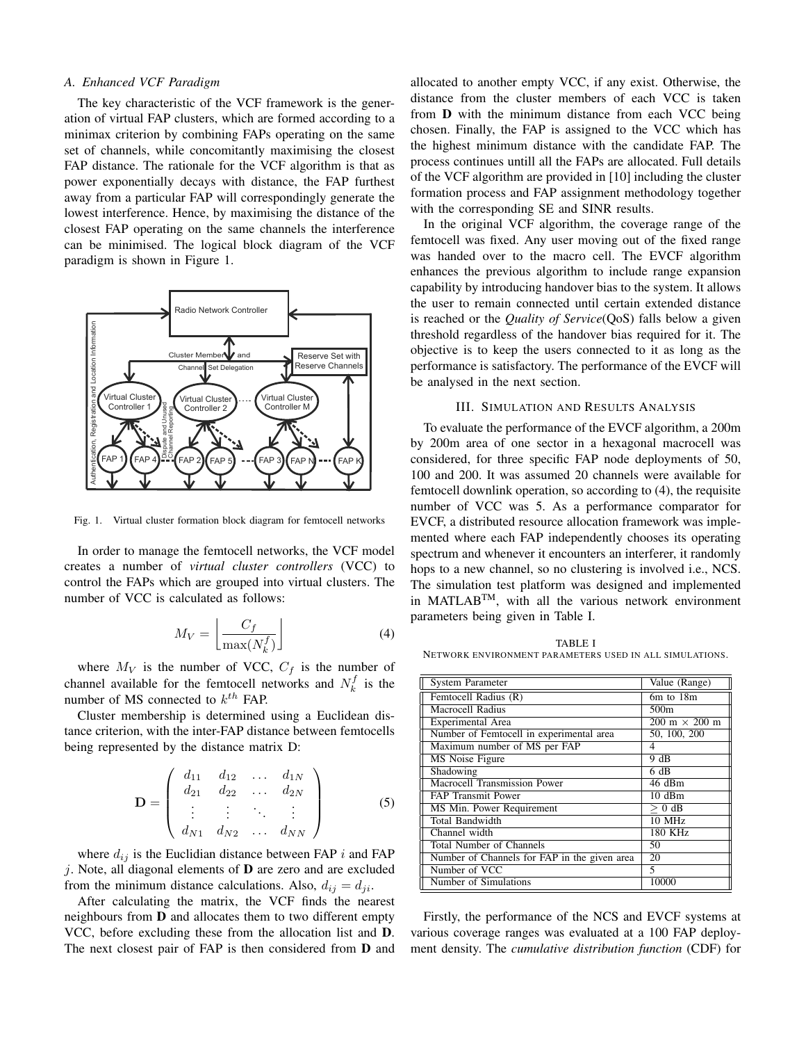### A. Enhanced VCF Paradigm

The key characteristic of the VCF framework is the generation of virtual FAP clusters, which are formed according to a minimax criterion by combining FAPs operating on the same set of channels, while concomitantly maximising the closest FAP distance. The rationale for the VCF algorithm is that as power exponentially decays with distance, the FAP furthest away from a particular FAP will correspondingly generate the lowest interference. Hence, by maximising the distance of the closest FAP operating on the same channels the interference can be minimised. The logical block diagram of the VCF paradigm is shown in Figure 1.

Fig. 1. Virtual cluster formation block diagram for femtocell networks

In order to manage the femtocell networks, the VCF model creates a number of *virtual cluster controllers* (VCC) to control the FAPs which are grouped into virtual clusters. The number of VCC is calculated as follows:

$$M_V = \left\lfloor \frac{C_f}{\max(N_k^f)} \right\rfloor \quad (4)$$

where $M_V$ is the number of VCC, $C_f$ is the number of channel available for the femtocell networks and $N_k^f$ is the number of MS connected to $k^{th}$ FAP.

Cluster membership is determined using a Euclidean distance criterion, with the inter-FAP distance between femtocells being represented by the distance matrix D:

$$\mathbf{D} = \begin{pmatrix} d_{11} & d_{12} & \dots & d_{1N} \\ d_{21} & d_{22} & \dots & d_{2N} \\ \vdots & \vdots & \ddots & \vdots \\ d_{N1} & d_{N2} & \dots & d_{NN} \end{pmatrix} \quad (5)$$

where $d_{ij}$ is the Euclidian distance between FAP $i$ and FAP $j$. Note, all diagonal elements of **D** are zero and are excluded from the minimum distance calculations. Also, $d_{ij} = d_{ji}$.

After calculating the matrix, the VCF finds the nearest neighbours from **D** and allocates them to two different empty VCC, before excluding these from the allocation list and **D**. The next closest pair of FAP is then considered from **D** and allocated to another empty VCC, if any exist. Otherwise, the distance from the cluster members of each VCC is taken from **D** with the minimum distance from each VCC being chosen. Finally, the FAP is assigned to the VCC which has the highest minimum distance with the candidate FAP. The process continues untill all the FAPs are allocated. Full details of the VCF algorithm are provided in [10] including the cluster formation process and FAP assignment methodology together with the corresponding SE and SINR results.

In the original VCF algorithm, the coverage range of the femtocell was fixed. Any user moving out of the fixed range was handed over to the macro cell. The EVCF algorithm enhances the previous algorithm to include range expansion capability by introducing handover bias to the system. It allows the user to remain connected until certain extended distance is reached or the *Quality of Service*(QoS) falls below a given threshold regardless of the handover bias required for it. The objective is to keep the users connected to it as long as the performance is satisfactory. The performance of the EVCF will be analysed in the next section.

## III. Simulation and Results Analysis

To evaluate the performance of the EVCF algorithm, a 200m by 200m area of one sector in a hexagonal macrocell was considered, for three specific FAP node deployments of 50, 100 and 200. It was assumed 20 channels were available for femtocell downlink operation, so according to (4), the requisite number of VCC was 5. As a performance comparator for EVCF, a distributed resource allocation framework was implemented where each FAP independently chooses its operating spectrum and whenever it encounters an interferer, it randomly hops to a new channel, so no clustering is involved i.e., NCS. The simulation test platform was designed and implemented in MATLAB™, with all the various network environment parameters being given in Table I.

TABLE I
Network environment parameters used in all simulations.

| System Parameter | Value (Range) |
|---|---|
| Femtocell Radius (R) | 6m to 18m |
| Macrocell Radius | 500m |
| Experimental Area | 200 m × 200 m |
| Number of Femtocell in experimental area | 50, 100, 200 |
| Maximum number of MS per FAP | 4 |
| MS Noise Figure | 9 dB |
| Shadowing | 6 dB |
| Macrocell Transmission Power | 46 dBm |
| FAP Transmit Power | 10 dBm |
| MS Min. Power Requirement | ≥ 0 dB |
| Total Bandwidth | 10 MHz |
| Channel width | 180 KHz |
| Total Number of Channels | 50 |
| Number of Channels for FAP in the given area | 20 |
| Number of VCC | 5 |
| Number of Simulations | 10000 |

Firstly, the performance of the NCS and EVCF systems at various coverage ranges was evaluated at a 100 FAP deployment density. The *cumulative distribution function* (CDF) for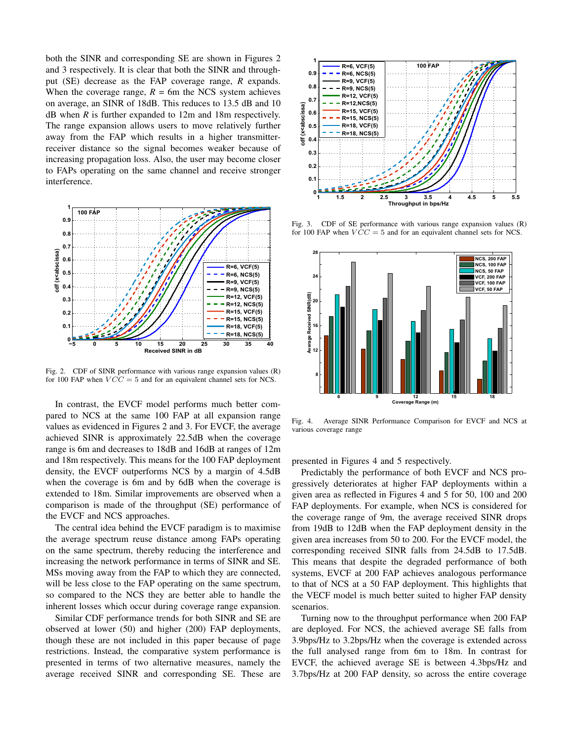both the SINR and corresponding SE are shown in Figures 2 and 3 respectively. It is clear that both the SINR and throughput (SE) decrease as the FAP coverage range, $R$ expands. When the coverage range, $R$ = 6m the NCS system achieves on average, an SINR of 18dB. This reduces to 13.5 dB and 10 dB when $R$ is further expanded to 12m and 18m respectively. The range expansion allows users to move relatively further away from the FAP which results in a higher transmitter-receiver distance so the signal becomes weaker because of increasing propagation loss. Also, the user may become closer to FAPs operating on the same channel and receive stronger interference.

Fig. 2. CDF of SINR performance with various range expansion values (R) for 100 FAP when $VCC = 5$ and for an equivalent channel sets for NCS.

In contrast, the EVCF model performs much better compared to NCS at the same 100 FAP at all expansion range values as evidenced in Figures 2 and 3. For EVCF, the average achieved SINR is approximately 22.5dB when the coverage range is 6m and decreases to 18dB and 16dB at ranges of 12m and 18m respectively. This means for the 100 FAP deployment density, the EVCF outperforms NCS by a margin of 4.5dB when the coverage is 6m and by 6dB when the coverage is extended to 18m. Similar improvements are observed when a comparison is made of the throughput (SE) performance of the EVCF and NCS approaches.

The central idea behind the EVCF paradigm is to maximise the average spectrum reuse distance among FAPs operating on the same spectrum, thereby reducing the interference and increasing the network performance in terms of SINR and SE. MSs moving away from the FAP to which they are connected, will be less close to the FAP operating on the same spectrum, so compared to the NCS they are better able to handle the inherent losses which occur during coverage range expansion.

Similar CDF performance trends for both SINR and SE are observed at lower (50) and higher (200) FAP deployments, though these are not included in this paper because of page restrictions. Instead, the comparative system performance is presented in terms of two alternative measures, namely the average received SINR and corresponding SE. These are presented in Figures 4 and 5 respectively.

Fig. 3. CDF of SE performance with various range expansion values (R) for 100 FAP when $VCC = 5$ and for an equivalent channel sets for NCS.

Fig. 4. Average SINR Performance Comparison for EVCF and NCS at various coverage range

Predictably the performance of both EVCF and NCS progressively deteriorates at higher FAP deployments within a given area as reflected in Figures 4 and 5 for 50, 100 and 200 FAP deployments. For example, when NCS is considered for the coverage range of 9m, the average received SINR drops from 19dB to 12dB when the FAP deployment density in the given area increases from 50 to 200. For the EVCF model, the corresponding received SINR falls from 24.5dB to 17.5dB. This means that despite the degraded performance of both systems, EVCF at 200 FAP achieves analogous performance to that of NCS at a 50 FAP deployment. This highlights that the VECF model is much better suited to higher FAP density scenarios.

Turning now to the throughput performance when 200 FAP are deployed. For NCS, the achieved average SE falls from 3.9bps/Hz to 3.2bps/Hz when the coverage is extended across the full analysed range from 6m to 18m. In contrast for EVCF, the achieved average SE is between 4.3bps/Hz and 3.7bps/Hz at 200 FAP density, so across the entire coverage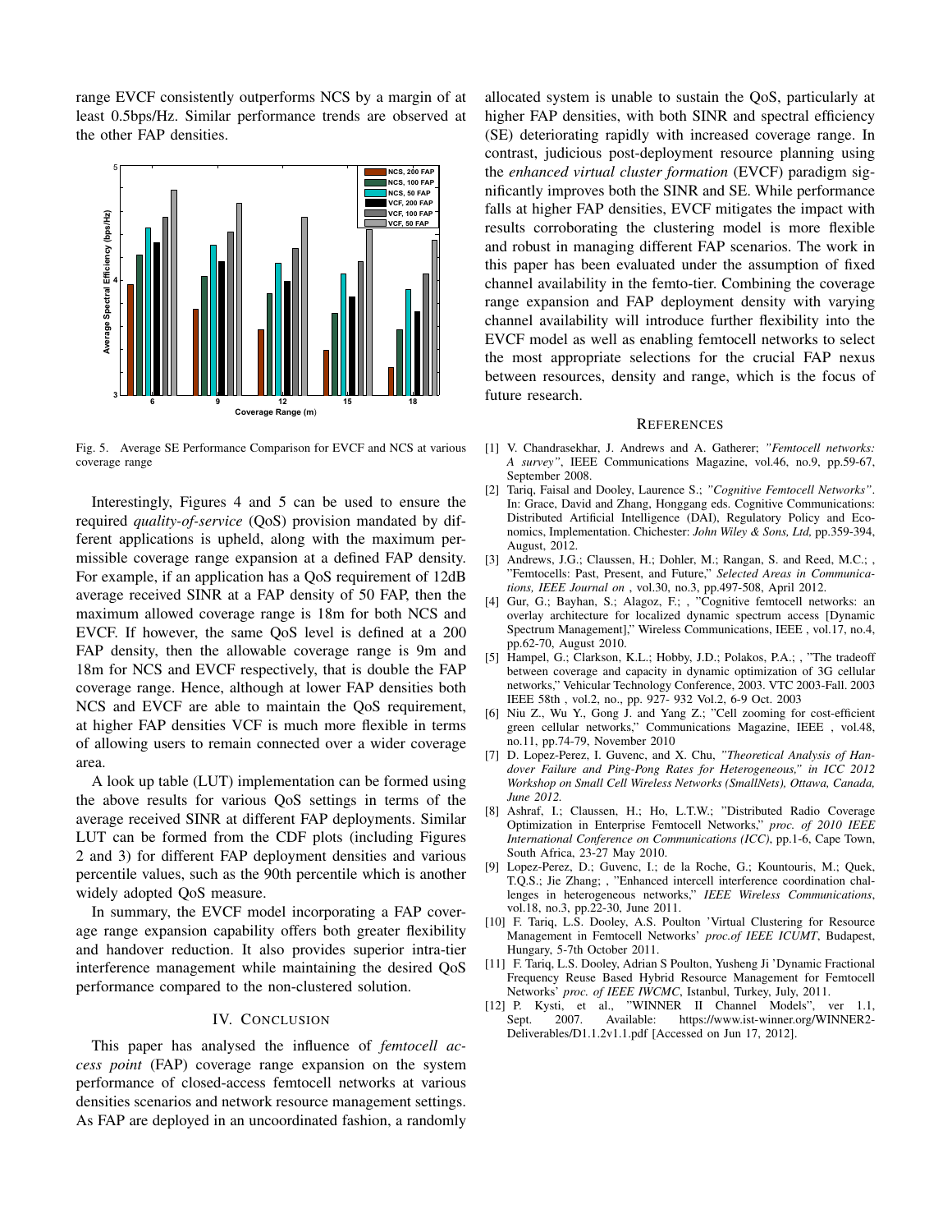range EVCF consistently outperforms NCS by a margin of at least 0.5bps/Hz. Similar performance trends are observed at the other FAP densities.

NCS, 200 FAP
NCS, 100 FAP
NCS, 50 FAP
VCF, 200 FAP
VCF, 100 FAP
VCF, 50 FAP

Average Spectral Efficiency (bps/Hz)

5
4
3

6
9
12
15
18

Coverage Range (m)

Fig. 5. Average SE Performance Comparison for EVCF and NCS at various coverage range

Interestingly, Figures 4 and 5 can be used to ensure the required *quality-of-service* (QoS) provision mandated by different applications is upheld, along with the maximum permissible coverage range expansion at a defined FAP density. For example, if an application has a QoS requirement of 12dB average received SINR at a FAP density of 50 FAP, then the maximum allowed coverage range is 18m for both NCS and EVCF. If however, the same QoS level is defined at a 200 FAP density, then the allowable coverage range is 9m and 18m for NCS and EVCF respectively, that is double the FAP coverage range. Hence, although at lower FAP densities both NCS and EVCF are able to maintain the QoS requirement, at higher FAP densities VCF is much more flexible in terms of allowing users to remain connected over a wider coverage area.

A look up table (LUT) implementation can be formed using the above results for various QoS settings in terms of the average received SINR at different FAP deployments. Similar LUT can be formed from the CDF plots (including Figures 2 and 3) for different FAP deployment densities and various percentile values, such as the 90th percentile which is another widely adopted QoS measure.

In summary, the EVCF model incorporating a FAP coverage range expansion capability offers both greater flexibility and handover reduction. It also provides superior intra-tier interference management while maintaining the desired QoS performance compared to the non-clustered solution.

## IV. Conclusion

This paper has analysed the influence of *femtocell access point* (FAP) coverage range expansion on the system performance of closed-access femtocell networks at various densities scenarios and network resource management settings. As FAP are deployed in an uncoordinated fashion, a randomly allocated system is unable to sustain the QoS, particularly at higher FAP densities, with both SINR and spectral efficiency (SE) deteriorating rapidly with increased coverage range. In contrast, judicious post-deployment resource planning using the *enhanced virtual cluster formation* (EVCF) paradigm significantly improves both the SINR and SE. While performance falls at higher FAP densities, EVCF mitigates the impact with results corroborating the clustering model is more flexible and robust in managing different FAP scenarios. The work in this paper has been evaluated under the assumption of fixed channel availability in the femto-tier. Combining the coverage range expansion and FAP deployment density with varying channel availability will introduce further flexibility into the EVCF model as well as enabling femtocell networks to select the most appropriate selections for the crucial FAP nexus between resources, density and range, which is the focus of future research.

## References

[1] V. Chandrasekhar, J. Andrews and A. Gatherer; *"Femtocell networks: A survey"*, IEEE Communications Magazine, vol.46, no.9, pp.59-67, September 2008.

[2] Tariq, Faisal and Dooley, Laurence S.; *"Cognitive Femtocell Networks"*. In: Grace, David and Zhang, Honggang eds. Cognitive Communications: Distributed Artificial Intelligence (DAI), Regulatory Policy and Economics, Implementation. Chichester: *John Wiley & Sons, Ltd,* pp.359-394, August, 2012.

[3] Andrews, J.G.; Claussen, H.; Dohler, M.; Rangan, S. and Reed, M.C.; , "Femtocells: Past, Present, and Future," *Selected Areas in Communications, IEEE Journal on* , vol.30, no.3, pp.497-508, April 2012.

[4] Gur, G.; Bayhan, S.; Alagoz, F.; , "Cognitive femtocell networks: an overlay architecture for localized dynamic spectrum access [Dynamic Spectrum Management]," Wireless Communications, IEEE , vol.17, no.4, pp.62-70, August 2010.

[5] Hampel, G.; Clarkson, K.L.; Hobby, J.D.; Polakos, P.A.; , "The tradeoff between coverage and capacity in dynamic optimization of 3G cellular networks," Vehicular Technology Conference, 2003. VTC 2003-Fall. 2003 IEEE 58th , vol.2, no., pp. 927- 932 Vol.2, 6-9 Oct. 2003

[6] Niu Z., Wu Y., Gong J. and Yang Z.; "Cell zooming for cost-efficient green cellular networks," Communications Magazine, IEEE , vol.48, no.11, pp.74-79, November 2010

[7] D. Lopez-Perez, I. Guvenc, and X. Chu, *"Theoretical Analysis of Handover Failure and Ping-Pong Rates for Heterogeneous," in ICC 2012 Workshop on Small Cell Wireless Networks (SmallNets), Ottawa, Canada, June 2012.*

[8] Ashraf, I.; Claussen, H.; Ho, L.T.W.; "Distributed Radio Coverage Optimization in Enterprise Femtocell Networks," *proc. of 2010 IEEE International Conference on Communications (ICC)*, pp.1-6, Cape Town, South Africa, 23-27 May 2010.

[9] Lopez-Perez, D.; Guvenc, I.; de la Roche, G.; Kountouris, M.; Quek, T.Q.S.; Jie Zhang; , "Enhanced intercell interference coordination challenges in heterogeneous networks," *IEEE Wireless Communications*, vol.18, no.3, pp.22-30, June 2011.

[10] F. Tariq, L.S. Dooley, A.S. Poulton 'Virtual Clustering for Resource Management in Femtocell Networks' *proc.of IEEE ICUMT*, Budapest, Hungary, 5-7th October 2011.

[11] F. Tariq, L.S. Dooley, Adrian S Poulton, Yusheng Ji 'Dynamic Fractional Frequency Reuse Based Hybrid Resource Management for Femtocell Networks' *proc. of IEEE IWCMC*, Istanbul, Turkey, July, 2011.

[12] P. Kysti, et al., "WINNER II Channel Models", ver 1.1, Sept. 2007. Available: https://www.ist-winner.org/WINNER2-Deliverables/D1.1.2v1.1.pdf [Accessed on Jun 17, 2012].